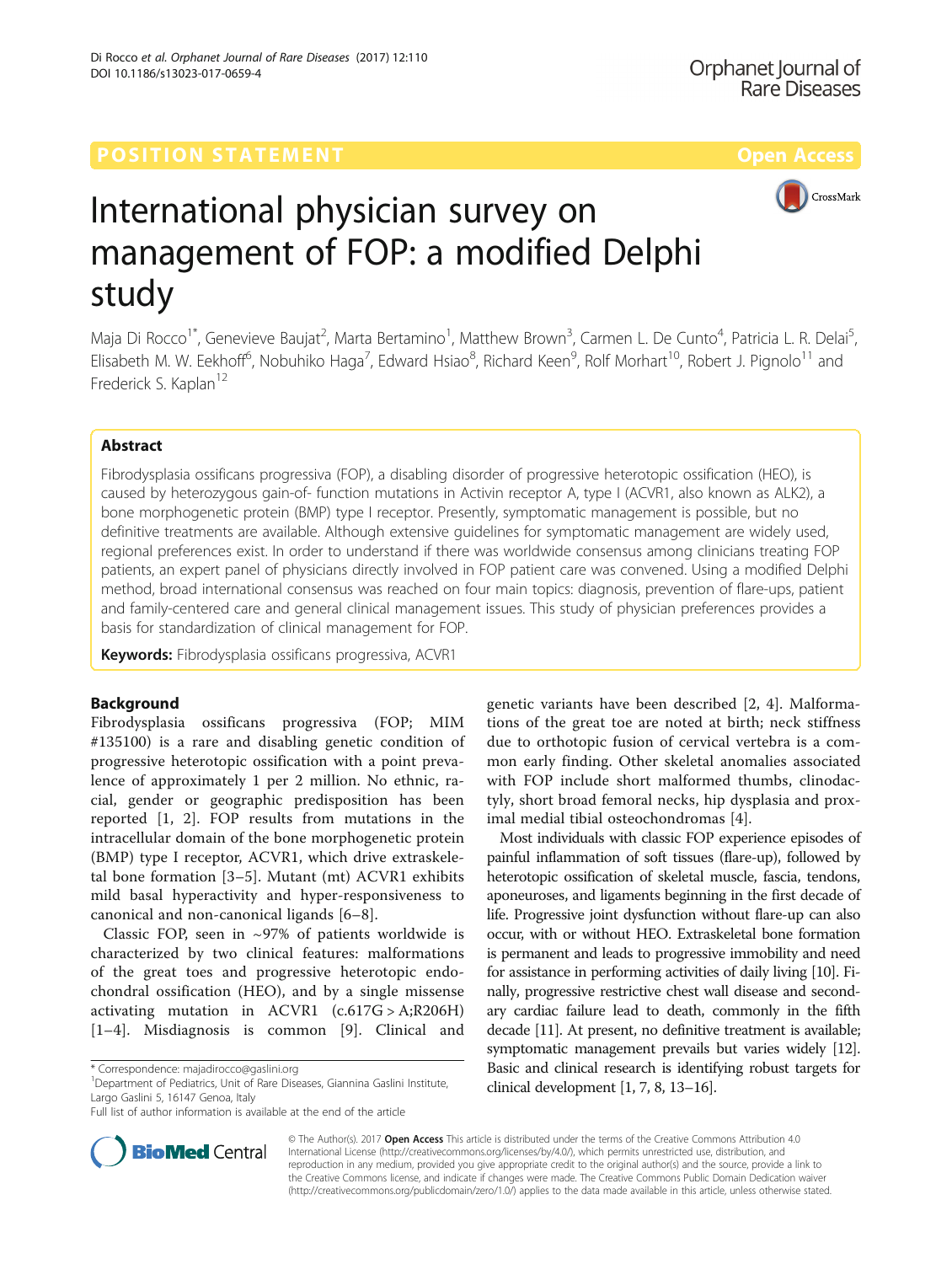POSITION STATEMENT

Open Access

# International physician survey on management of FOP: a modified Delphi study

Maja Di Rocco[1*], Genevieve Baujat[2], Marta Bertamino[1], Matthew Brown[3], Carmen L. De Cunto[4], Patricia L. R. Delai[5], Elisabeth M. W. Eekhoff[6], Nobuhiko Haga[7], Edward Hsiao[8], Richard Keen[9], Rolf Morhart[10], Robert J. Pignolo[11] and Frederick S. Kaplan[12]

## Abstract

Fibrodysplasia ossificans progressiva (FOP), a disabling disorder of progressive heterotopic ossification (HEO), is caused by heterozygous gain-of- function mutations in Activin receptor A, type I (ACVR1, also known as ALK2), a bone morphogenetic protein (BMP) type I receptor. Presently, symptomatic management is possible, but no definitive treatments are available. Although extensive guidelines for symptomatic management are widely used, regional preferences exist. In order to understand if there was worldwide consensus among clinicians treating FOP patients, an expert panel of physicians directly involved in FOP patient care was convened. Using a modified Delphi method, broad international consensus was reached on four main topics: diagnosis, prevention of flare-ups, patient and family-centered care and general clinical management issues. This study of physician preferences provides a basis for standardization of clinical management for FOP.

**Keywords:** Fibrodysplasia ossificans progressiva, ACVR1

## Background

Fibrodysplasia ossificans progressiva (FOP; MIM #135100) is a rare and disabling genetic condition of progressive heterotopic ossification with a point prevalence of approximately 1 per 2 million. No ethnic, racial, gender or geographic predisposition has been reported [1, 2]. FOP results from mutations in the intracellular domain of the bone morphogenetic protein (BMP) type I receptor, ACVR1, which drive extraskeletal bone formation [3–5]. Mutant (mt) ACVR1 exhibits mild basal hyperactivity and hyper-responsiveness to canonical and non-canonical ligands [6–8].

Classic FOP, seen in ~97% of patients worldwide is characterized by two clinical features: malformations of the great toes and progressive heterotopic endochondral ossification (HEO), and by a single missense activating mutation in ACVR1 (c.617G > A;R206H) [1–4]. Misdiagnosis is common [9]. Clinical and genetic variants have been described [2, 4]. Malformations of the great toe are noted at birth; neck stiffness due to orthotopic fusion of cervical vertebra is a common early finding. Other skeletal anomalies associated with FOP include short malformed thumbs, clinodactyly, short broad femoral necks, hip dysplasia and proximal medial tibial osteochondromas [4].

Most individuals with classic FOP experience episodes of painful inflammation of soft tissues (flare-up), followed by heterotopic ossification of skeletal muscle, fascia, tendons, aponeuroses, and ligaments beginning in the first decade of life. Progressive joint dysfunction without flare-up can also occur, with or without HEO. Extraskeletal bone formation is permanent and leads to progressive immobility and need for assistance in performing activities of daily living [10]. Finally, progressive restrictive chest wall disease and secondary cardiac failure lead to death, commonly in the fifth decade [11]. At present, no definitive treatment is available; symptomatic management prevails but varies widely [12]. Basic and clinical research is identifying robust targets for clinical development [1, 7, 8, 13–16].

\* Correspondence: majadirocco@gaslini.org
[1]Department of Pediatrics, Unit of Rare Diseases, Giannina Gaslini Institute, Largo Gaslini 5, 16147 Genoa, Italy
Full list of author information is available at the end of the article

© The Author(s). 2017 **Open Access** This article is distributed under the terms of the Creative Commons Attribution 4.0 International License (http://creativecommons.org/licenses/by/4.0/), which permits unrestricted use, distribution, and reproduction in any medium, provided you give appropriate credit to the original author(s) and the source, provide a link to the Creative Commons license, and indicate if changes were made. The Creative Commons Public Domain Dedication waiver (http://creativecommons.org/publicdomain/zero/1.0/) applies to the data made available in this article, unless otherwise stated.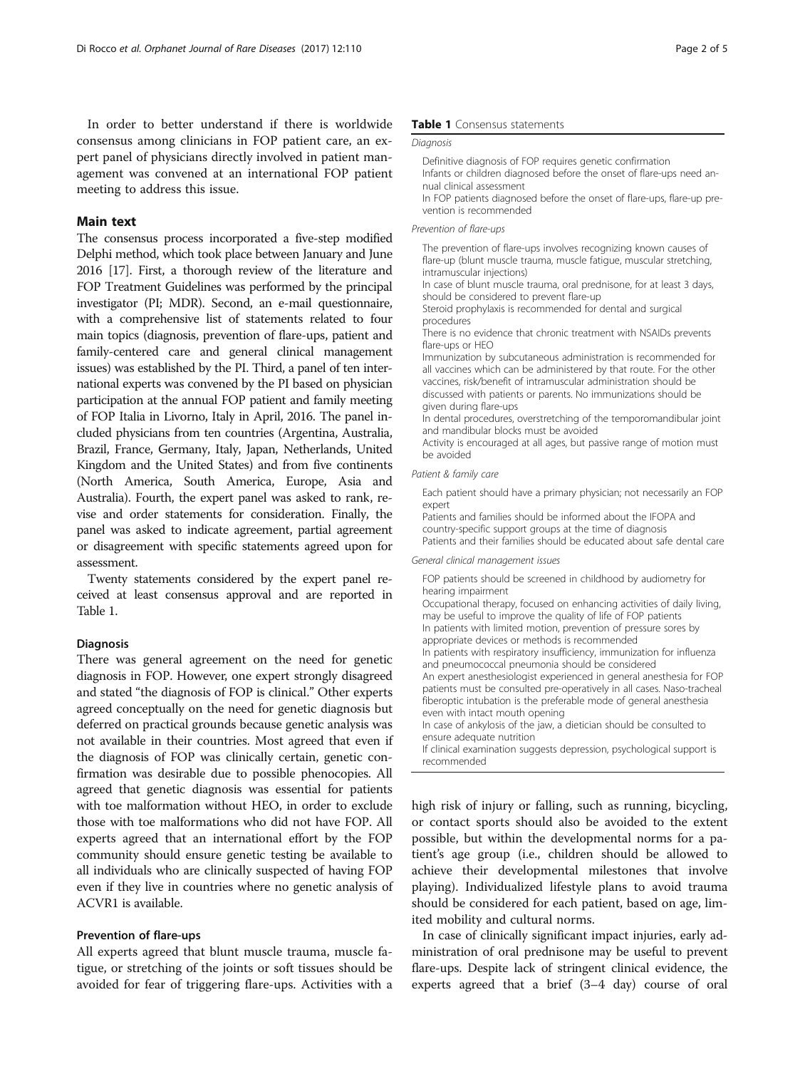In order to better understand if there is worldwide consensus among clinicians in FOP patient care, an expert panel of physicians directly involved in patient management was convened at an international FOP patient meeting to address this issue.

## Main text

The consensus process incorporated a five-step modified Delphi method, which took place between January and June 2016 [17]. First, a thorough review of the literature and FOP Treatment Guidelines was performed by the principal investigator (PI; MDR). Second, an e-mail questionnaire, with a comprehensive list of statements related to four main topics (diagnosis, prevention of flare-ups, patient and family-centered care and general clinical management issues) was established by the PI. Third, a panel of ten international experts was convened by the PI based on physician participation at the annual FOP patient and family meeting of FOP Italia in Livorno, Italy in April, 2016. The panel included physicians from ten countries (Argentina, Australia, Brazil, France, Germany, Italy, Japan, Netherlands, United Kingdom and the United States) and from five continents (North America, South America, Europe, Asia and Australia). Fourth, the expert panel was asked to rank, revise and order statements for consideration. Finally, the panel was asked to indicate agreement, partial agreement or disagreement with specific statements agreed upon for assessment.

Twenty statements considered by the expert panel received at least consensus approval and are reported in Table 1.

**Table 1** Consensus statements

| |
|---|
| *Diagnosis* |
| Definitive diagnosis of FOP requires genetic confirmation |
| Infants or children diagnosed before the onset of flare-ups need annual clinical assessment |
| In FOP patients diagnosed before the onset of flare-ups, flare-up prevention is recommended |
| *Prevention of flare-ups* |
| The prevention of flare-ups involves recognizing known causes of flare-up (blunt muscle trauma, muscle fatigue, muscular stretching, intramuscular injections) |
| In case of blunt muscle trauma, oral prednisone, for at least 3 days, should be considered to prevent flare-up |
| Steroid prophylaxis is recommended for dental and surgical procedures |
| There is no evidence that chronic treatment with NSAIDs prevents flare-ups or HEO |
| Immunization by subcutaneous administration is recommended for all vaccines which can be administered by that route. For the other vaccines, risk/benefit of intramuscular administration should be discussed with patients or parents. No immunizations should be given during flare-ups |
| In dental procedures, overstretching of the temporomandibular joint and mandibular blocks must be avoided |
| Activity is encouraged at all ages, but passive range of motion must be avoided |
| *Patient & family care* |
| Each patient should have a primary physician; not necessarily an FOP expert |
| Patients and families should be informed about the IFOPA and country-specific support groups at the time of diagnosis |
| Patients and their families should be educated about safe dental care |
| *General clinical management issues* |
| FOP patients should be screened in childhood by audiometry for hearing impairment |
| Occupational therapy, focused on enhancing activities of daily living, may be useful to improve the quality of life of FOP patients |
| In patients with limited motion, prevention of pressure sores by appropriate devices or methods is recommended |
| In patients with respiratory insufficiency, immunization for influenza and pneumococcal pneumonia should be considered |
| An expert anesthesiologist experienced in general anesthesia for FOP patients must be consulted pre-operatively in all cases. Naso-tracheal fiberoptic intubation is the preferable mode of general anesthesia even with intact mouth opening |
| In case of ankylosis of the jaw, a dietician should be consulted to ensure adequate nutrition |
| If clinical examination suggests depression, psychological support is recommended |

### Diagnosis

There was general agreement on the need for genetic diagnosis in FOP. However, one expert strongly disagreed and stated "the diagnosis of FOP is clinical." Other experts agreed conceptually on the need for genetic diagnosis but deferred on practical grounds because genetic analysis was not available in their countries. Most agreed that even if the diagnosis of FOP was clinically certain, genetic confirmation was desirable due to possible phenocopies. All agreed that genetic diagnosis was essential for patients with toe malformation without HEO, in order to exclude those with toe malformations who did not have FOP. All experts agreed that an international effort by the FOP community should ensure genetic testing be available to all individuals who are clinically suspected of having FOP even if they live in countries where no genetic analysis of ACVR1 is available.

### Prevention of flare-ups

All experts agreed that blunt muscle trauma, muscle fatigue, or stretching of the joints or soft tissues should be avoided for fear of triggering flare-ups. Activities with a high risk of injury or falling, such as running, bicycling, or contact sports should also be avoided to the extent possible, but within the developmental norms for a patient's age group (i.e., children should be allowed to achieve their developmental milestones that involve playing). Individualized lifestyle plans to avoid trauma should be considered for each patient, based on age, limited mobility and cultural norms.

In case of clinically significant impact injuries, early administration of oral prednisone may be useful to prevent flare-ups. Despite lack of stringent clinical evidence, the experts agreed that a brief (3–4 day) course of oral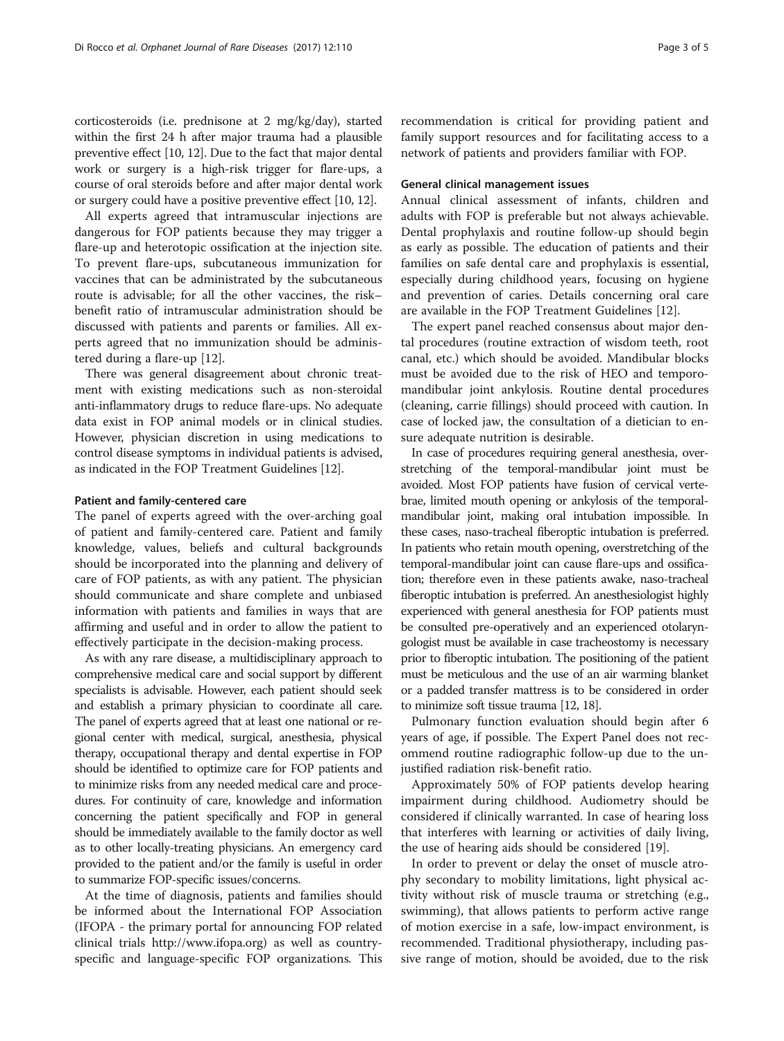corticosteroids (i.e. prednisone at 2 mg/kg/day), started within the first 24 h after major trauma had a plausible preventive effect [10, 12]. Due to the fact that major dental work or surgery is a high-risk trigger for flare-ups, a course of oral steroids before and after major dental work or surgery could have a positive preventive effect [10, 12].

All experts agreed that intramuscular injections are dangerous for FOP patients because they may trigger a flare-up and heterotopic ossification at the injection site. To prevent flare-ups, subcutaneous immunization for vaccines that can be administrated by the subcutaneous route is advisable; for all the other vaccines, the risk–benefit ratio of intramuscular administration should be discussed with patients and parents or families. All experts agreed that no immunization should be administered during a flare-up [12].

There was general disagreement about chronic treatment with existing medications such as non-steroidal anti-inflammatory drugs to reduce flare-ups. No adequate data exist in FOP animal models or in clinical studies. However, physician discretion in using medications to control disease symptoms in individual patients is advised, as indicated in the FOP Treatment Guidelines [12].

#### Patient and family-centered care

The panel of experts agreed with the over-arching goal of patient and family-centered care. Patient and family knowledge, values, beliefs and cultural backgrounds should be incorporated into the planning and delivery of care of FOP patients, as with any patient. The physician should communicate and share complete and unbiased information with patients and families in ways that are affirming and useful and in order to allow the patient to effectively participate in the decision-making process.

As with any rare disease, a multidisciplinary approach to comprehensive medical care and social support by different specialists is advisable. However, each patient should seek and establish a primary physician to coordinate all care. The panel of experts agreed that at least one national or regional center with medical, surgical, anesthesia, physical therapy, occupational therapy and dental expertise in FOP should be identified to optimize care for FOP patients and to minimize risks from any needed medical care and procedures. For continuity of care, knowledge and information concerning the patient specifically and FOP in general should be immediately available to the family doctor as well as to other locally-treating physicians. An emergency card provided to the patient and/or the family is useful in order to summarize FOP-specific issues/concerns.

At the time of diagnosis, patients and families should be informed about the International FOP Association (IFOPA - the primary portal for announcing FOP related clinical trials http://www.ifopa.org) as well as country-specific and language-specific FOP organizations. This recommendation is critical for providing patient and family support resources and for facilitating access to a network of patients and providers familiar with FOP.

#### General clinical management issues

Annual clinical assessment of infants, children and adults with FOP is preferable but not always achievable. Dental prophylaxis and routine follow-up should begin as early as possible. The education of patients and their families on safe dental care and prophylaxis is essential, especially during childhood years, focusing on hygiene and prevention of caries. Details concerning oral care are available in the FOP Treatment Guidelines [12].

The expert panel reached consensus about major dental procedures (routine extraction of wisdom teeth, root canal, etc.) which should be avoided. Mandibular blocks must be avoided due to the risk of HEO and temporomandibular joint ankylosis. Routine dental procedures (cleaning, carrie fillings) should proceed with caution. In case of locked jaw, the consultation of a dietician to ensure adequate nutrition is desirable.

In case of procedures requiring general anesthesia, overstretching of the temporal-mandibular joint must be avoided. Most FOP patients have fusion of cervical vertebrae, limited mouth opening or ankylosis of the temporal-mandibular joint, making oral intubation impossible. In these cases, naso-tracheal fiberoptic intubation is preferred. In patients who retain mouth opening, overstretching of the temporal-mandibular joint can cause flare-ups and ossification; therefore even in these patients awake, naso-tracheal fiberoptic intubation is preferred. An anesthesiologist highly experienced with general anesthesia for FOP patients must be consulted pre-operatively and an experienced otolaryngologist must be available in case tracheostomy is necessary prior to fiberoptic intubation. The positioning of the patient must be meticulous and the use of an air warming blanket or a padded transfer mattress is to be considered in order to minimize soft tissue trauma [12, 18].

Pulmonary function evaluation should begin after 6 years of age, if possible. The Expert Panel does not recommend routine radiographic follow-up due to the unjustified radiation risk-benefit ratio.

Approximately 50% of FOP patients develop hearing impairment during childhood. Audiometry should be considered if clinically warranted. In case of hearing loss that interferes with learning or activities of daily living, the use of hearing aids should be considered [19].

In order to prevent or delay the onset of muscle atrophy secondary to mobility limitations, light physical activity without risk of muscle trauma or stretching (e.g., swimming), that allows patients to perform active range of motion exercise in a safe, low-impact environment, is recommended. Traditional physiotherapy, including passive range of motion, should be avoided, due to the risk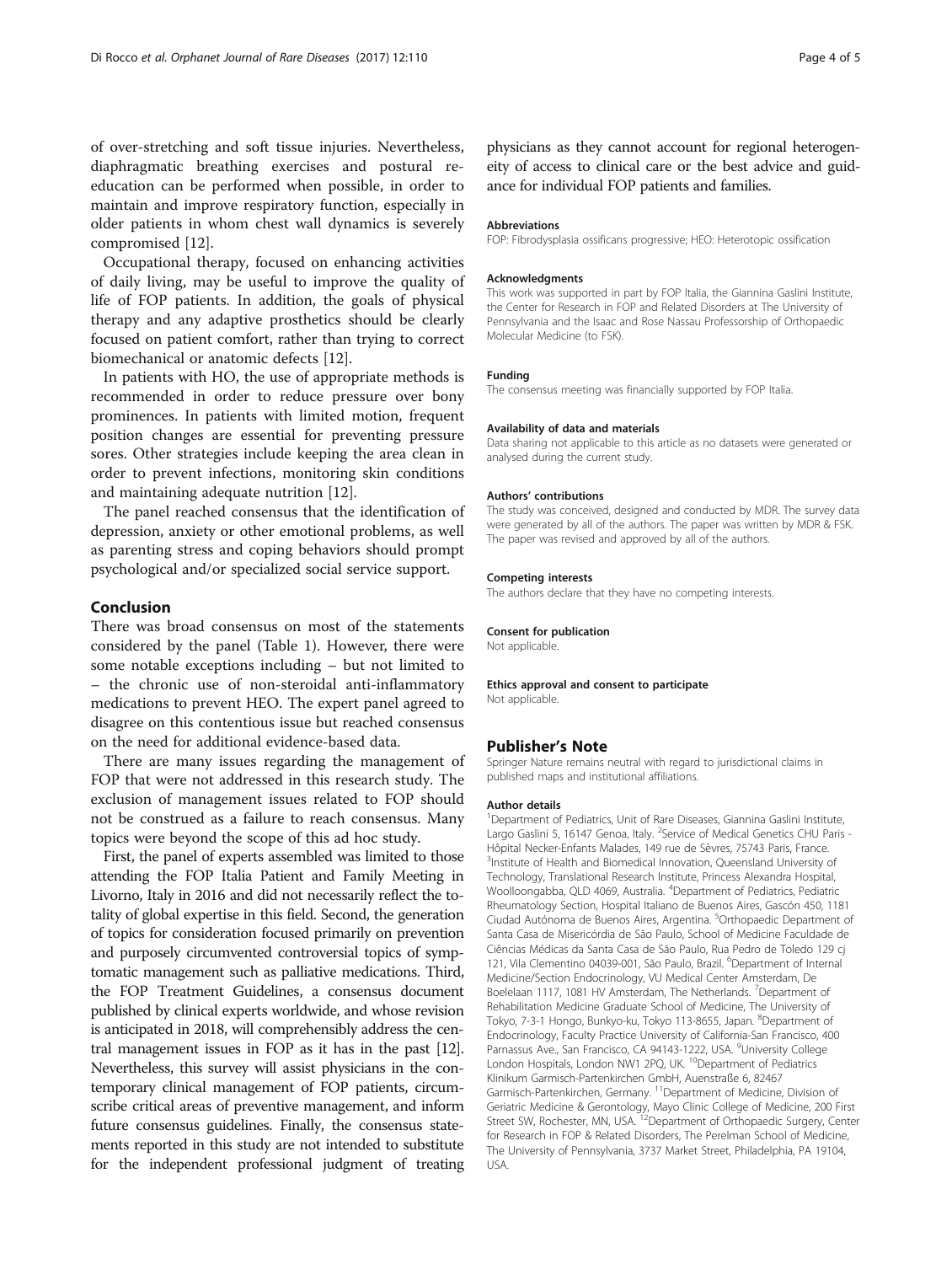of over-stretching and soft tissue injuries. Nevertheless, diaphragmatic breathing exercises and postural re-education can be performed when possible, in order to maintain and improve respiratory function, especially in older patients in whom chest wall dynamics is severely compromised [12].

Occupational therapy, focused on enhancing activities of daily living, may be useful to improve the quality of life of FOP patients. In addition, the goals of physical therapy and any adaptive prosthetics should be clearly focused on patient comfort, rather than trying to correct biomechanical or anatomic defects [12].

In patients with HO, the use of appropriate methods is recommended in order to reduce pressure over bony prominences. In patients with limited motion, frequent position changes are essential for preventing pressure sores. Other strategies include keeping the area clean in order to prevent infections, monitoring skin conditions and maintaining adequate nutrition [12].

The panel reached consensus that the identification of depression, anxiety or other emotional problems, as well as parenting stress and coping behaviors should prompt psychological and/or specialized social service support.

## Conclusion

There was broad consensus on most of the statements considered by the panel (Table 1). However, there were some notable exceptions including – but not limited to – the chronic use of non-steroidal anti-inflammatory medications to prevent HEO. The expert panel agreed to disagree on this contentious issue but reached consensus on the need for additional evidence-based data.

There are many issues regarding the management of FOP that were not addressed in this research study. The exclusion of management issues related to FOP should not be construed as a failure to reach consensus. Many topics were beyond the scope of this ad hoc study.

First, the panel of experts assembled was limited to those attending the FOP Italia Patient and Family Meeting in Livorno, Italy in 2016 and did not necessarily reflect the totality of global expertise in this field. Second, the generation of topics for consideration focused primarily on prevention and purposely circumvented controversial topics of symptomatic management such as palliative medications. Third, the FOP Treatment Guidelines, a consensus document published by clinical experts worldwide, and whose revision is anticipated in 2018, will comprehensibly address the central management issues in FOP as it has in the past [12]. Nevertheless, this survey will assist physicians in the contemporary clinical management of FOP patients, circumscribe critical areas of preventive management, and inform future consensus guidelines. Finally, the consensus statements reported in this study are not intended to substitute for the independent professional judgment of treating physicians as they cannot account for regional heterogeneity of access to clinical care or the best advice and guidance for individual FOP patients and families.

#### Abbreviations

FOP: Fibrodysplasia ossificans progressive; HEO: Heterotopic ossification

#### Acknowledgments

This work was supported in part by FOP Italia, the Giannina Gaslini Institute, the Center for Research in FOP and Related Disorders at The University of Pennsylvania and the Isaac and Rose Nassau Professorship of Orthopaedic Molecular Medicine (to FSK).

#### Funding

The consensus meeting was financially supported by FOP Italia.

#### Availability of data and materials

Data sharing not applicable to this article as no datasets were generated or analysed during the current study.

#### Authors' contributions

The study was conceived, designed and conducted by MDR. The survey data were generated by all of the authors. The paper was written by MDR & FSK. The paper was revised and approved by all of the authors.

#### Competing interests

The authors declare that they have no competing interests.

#### Consent for publication

Not applicable.

#### Ethics approval and consent to participate

Not applicable.

## Publisher's Note

Springer Nature remains neutral with regard to jurisdictional claims in published maps and institutional affiliations.

#### Author details

[1]Department of Pediatrics, Unit of Rare Diseases, Giannina Gaslini Institute, Largo Gaslini 5, 16147 Genoa, Italy. [2]Service of Medical Genetics CHU Paris - Hôpital Necker-Enfants Malades, 149 rue de Sèvres, 75743 Paris, France. [3]Institute of Health and Biomedical Innovation, Queensland University of Technology, Translational Research Institute, Princess Alexandra Hospital, Woolloongabba, QLD 4069, Australia. [4]Department of Pediatrics, Pediatric Rheumatology Section, Hospital Italiano de Buenos Aires, Gascón 450, 1181 Ciudad Autónoma de Buenos Aires, Argentina. [5]Orthopaedic Department of Santa Casa de Misericórdia de São Paulo, School of Medicine Faculdade de Ciências Médicas da Santa Casa de São Paulo, Rua Pedro de Toledo 129 cj 121, Vila Clementino 04039-001, São Paulo, Brazil. [6]Department of Internal Medicine/Section Endocrinology, VU Medical Center Amsterdam, De Boelelaan 1117, 1081 HV Amsterdam, The Netherlands. [7]Department of Rehabilitation Medicine Graduate School of Medicine, The University of Tokyo, 7-3-1 Hongo, Bunkyo-ku, Tokyo 113-8655, Japan. [8]Department of Endocrinology, Faculty Practice University of California-San Francisco, 400 Parnassus Ave., San Francisco, CA 94143-1222, USA. [9]University College London Hospitals, London NW1 2PQ, UK. [10]Department of Pediatrics Klinikum Garmisch-Partenkirchen GmbH, Auenstraße 6, 82467 Garmisch-Partenkirchen, Germany. [11]Department of Medicine, Division of Geriatric Medicine & Gerontology, Mayo Clinic College of Medicine, 200 First Street SW, Rochester, MN, USA. [12]Department of Orthopaedic Surgery, Center for Research in FOP & Related Disorders, The Perelman School of Medicine, The University of Pennsylvania, 3737 Market Street, Philadelphia, PA 19104, USA.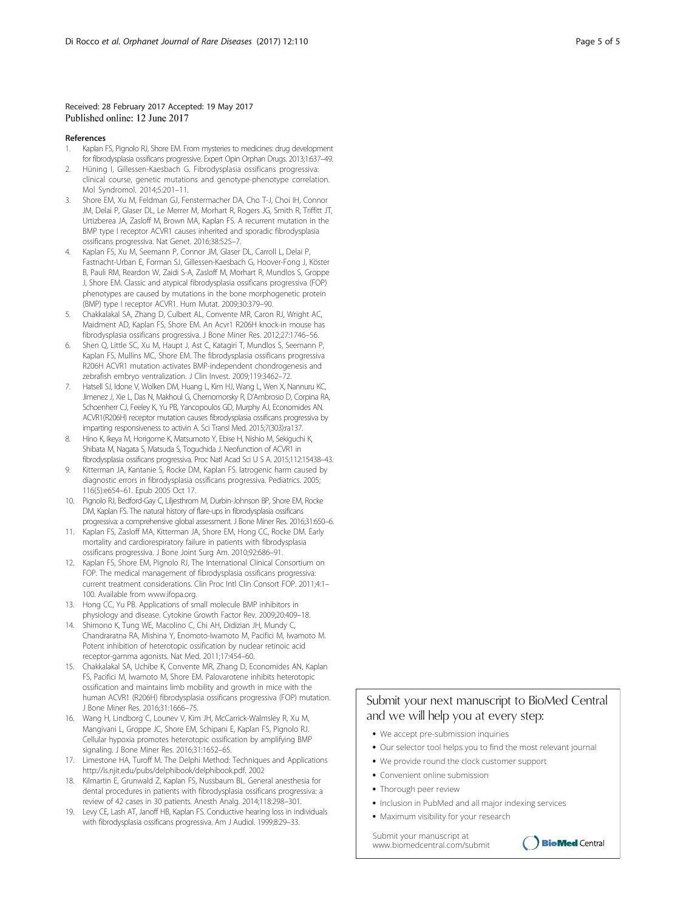Received: 28 February 2017 Accepted: 19 May 2017
Published online: 12 June 2017

## References

1. Kaplan FS, Pignolo RJ, Shore EM. From mysteries to medicines: drug development for fibrodysplasia ossificans progressive. Expert Opin Orphan Drugs. 2013;1:637–49.
2. Hüning I, Gillessen-Kaesbach G. Fibrodysplasia ossificans progressiva: clinical course, genetic mutations and genotype-phenotype correlation. Mol Syndromol. 2014;5:201–11.
3. Shore EM, Xu M, Feldman GJ, Fenstermacher DA, Cho T-J, Choi IH, Connor JM, Delai P, Glaser DL, Le Merrer M, Morhart R, Rogers JG, Smith R, Triffitt JT, Urtizberea JA, Zasloff M, Brown MA, Kaplan FS. A recurrent mutation in the BMP type I receptor ACVR1 causes inherited and sporadic fibrodysplasia ossificans progressiva. Nat Genet. 2016;38:525–7.
4. Kaplan FS, Xu M, Seemann P, Connor JM, Glaser DL, Carroll L, Delai P, Fastnacht-Urban E, Forman SJ, Gillessen-Kaesbach G, Hoover-Fong J, Köster B, Pauli RM, Reardon W, Zaidi S-A, Zasloff M, Morhart R, Mundlos S, Groppe J, Shore EM. Classic and atypical fibrodysplasia ossificans progressiva (FOP) phenotypes are caused by mutations in the bone morphogenetic protein (BMP) type I receptor ACVR1. Hum Mutat. 2009;30:379–90.
5. Chakkalakal SA, Zhang D, Culbert AL, Convente MR, Caron RJ, Wright AC, Maidment AD, Kaplan FS, Shore EM. An Acvr1 R206H knock-in mouse has fibrodysplasia ossificans progressiva. J Bone Miner Res. 2012;27:1746–56.
6. Shen Q, Little SC, Xu M, Haupt J, Ast C, Katagiri T, Mundlos S, Seemann P, Kaplan FS, Mullins MC, Shore EM. The fibrodysplasia ossificans progressiva R206H ACVR1 mutation activates BMP-independent chondrogenesis and zebrafish embryo ventralization. J Clin Invest. 2009;119:3462–72.
7. Hatsell SJ, Idone V, Wolken DM, Huang L, Kim HJ, Wang L, Wen X, Nannuru KC, Jimenez J, Xie L, Das N, Makhoul G, Chernomorsky R, D'Ambrosio D, Corpina RA, Schoenherr CJ, Feeley K, Yu PB, Yancopoulos GD, Murphy AJ, Economides AN. ACVR1(R206H) receptor mutation causes fibrodysplasia ossificans progressiva by imparting responsiveness to activin A. Sci Transl Med. 2015;7(303):ra137.
8. Hino K, Ikeya M, Horigome K, Matsumoto Y, Ebise H, Nishio M, Sekiguchi K, Shibata M, Nagata S, Matsuda S, Toguchida J. Neofunction of ACVR1 in fibrodysplasia ossificans progressiva. Proc Natl Acad Sci U S A. 2015;112:15438–43.
9. Kitterman JA, Kantanie S, Rocke DM, Kaplan FS. Iatrogenic harm caused by diagnostic errors in fibrodysplasia ossificans progressiva. Pediatrics. 2005; 116(5):e654–61. Epub 2005 Oct 17.
10. Pignolo RJ, Bedford-Gay C, Liljesthrom M, Durbin-Johnson BP, Shore EM, Rocke DM, Kaplan FS. The natural history of flare-ups in fibrodysplasia ossificans progressiva: a comprehensive global assessment. J Bone Miner Res. 2016;31:650–6.
11. Kaplan FS, Zasloff MA, Kitterman JA, Shore EM, Hong CC, Rocke DM. Early mortality and cardiorespiratory failure in patients with fibrodysplasia ossificans progressiva. J Bone Joint Surg Am. 2010;92:686–91.
12. Kaplan FS, Shore EM, Pignolo RJ, The International Clinical Consortium on FOP. The medical management of fibrodysplasia ossificans progressiva: current treatment considerations. Clin Proc Intl Clin Consort FOP. 2011;4:1–100. Available from www.ifopa.org.
13. Hong CC, Yu PB. Applications of small molecule BMP inhibitors in physiology and disease. Cytokine Growth Factor Rev. 2009;20:409–18.
14. Shimono K, Tung WE, Macolino C, Chi AH, Didizian JH, Mundy C, Chandraratna RA, Mishina Y, Enomoto-Iwamoto M, Pacifici M, Iwamoto M. Potent inhibition of heterotopic ossification by nuclear retinoic acid receptor-gamma agonists. Nat Med. 2011;17:454–60.
15. Chakkalakal SA, Uchibe K, Convente MR, Zhang D, Economides AN, Kaplan FS, Pacifici M, Iwamoto M, Shore EM. Palovarotene inhibits heterotopic ossification and maintains limb mobility and growth in mice with the human ACVR1 (R206H) fibrodysplasia ossificans progressiva (FOP) mutation. J Bone Miner Res. 2016;31:1666–75.
16. Wang H, Lindborg C, Lounev V, Kim JH, McCarrick-Walmsley R, Xu M, Mangivani L, Groppe JC, Shore EM, Schipani E, Kaplan FS, Pignolo RJ. Cellular hypoxia promotes heterotopic ossification by amplifying BMP signaling. J Bone Miner Res. 2016;31:1652–65.
17. Limestone HA, Turoff M. The Delphi Method: Techniques and Applications http://is.njit.edu/pubs/delphibook/delphibook.pdf. 2002
18. Kilmartin E, Grunwald Z, Kaplan FS, Nussbaum BL. General anesthesia for dental procedures in patients with fibrodysplasia ossificans progressiva: a review of 42 cases in 30 patients. Anesth Analg. 2014;118:298–301.
19. Levy CE, Lash AT, Janoff HB, Kaplan FS. Conductive hearing loss in individuals with fibrodysplasia ossificans progressiva. Am J Audiol. 1999;8:29–33.

Submit your next manuscript to BioMed Central and we will help you at every step:

- We accept pre-submission inquiries
- Our selector tool helps you to find the most relevant journal
- We provide round the clock customer support
- Convenient online submission
- Thorough peer review
- Inclusion in PubMed and all major indexing services
- Maximum visibility for your research

Submit your manuscript at
www.biomedcentral.com/submit

BioMed Central